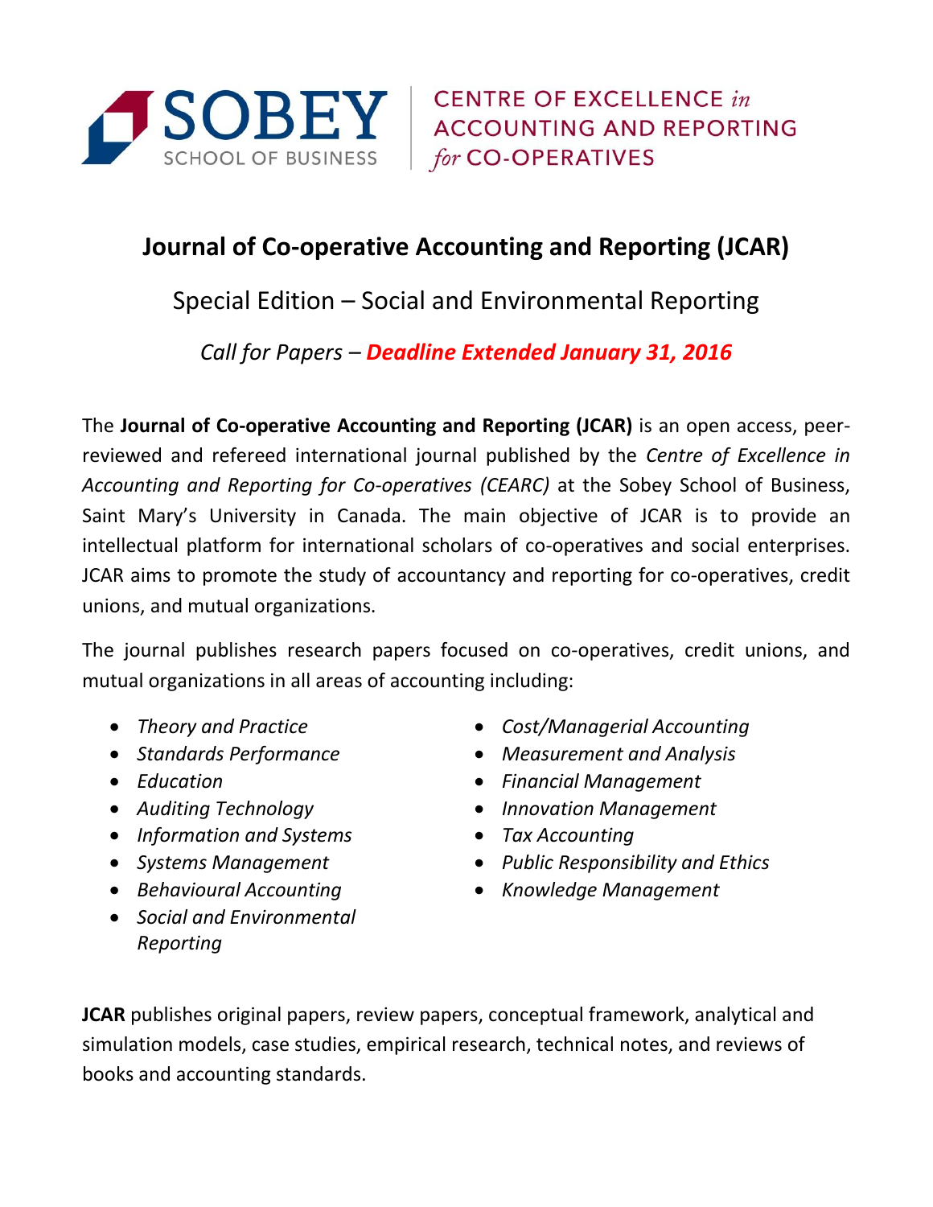SOBEY SCHOOL OF BUSINESS | CENTRE OF EXCELLENCE *in* ACCOUNTING AND REPORTING *for* CO-OPERATIVES

# Journal of Co-operative Accounting and Reporting (JCAR)

## Special Edition – Social and Environmental Reporting

*Call for Papers – **Deadline Extended January 31, 2016***

The **Journal of Co-operative Accounting and Reporting (JCAR)** is an open access, peer-reviewed and refereed international journal published by the *Centre of Excellence in Accounting and Reporting for Co-operatives (CEARC)* at the Sobey School of Business, Saint Mary's University in Canada. The main objective of JCAR is to provide an intellectual platform for international scholars of co-operatives and social enterprises. JCAR aims to promote the study of accountancy and reporting for co-operatives, credit unions, and mutual organizations.

The journal publishes research papers focused on co-operatives, credit unions, and mutual organizations in all areas of accounting including:

- *Theory and Practice*
- *Standards Performance*
- *Education*
- *Auditing Technology*
- *Information and Systems*
- *Systems Management*
- *Behavioural Accounting*
- *Social and Environmental Reporting*
- *Cost/Managerial Accounting*
- *Measurement and Analysis*
- *Financial Management*
- *Innovation Management*
- *Tax Accounting*
- *Public Responsibility and Ethics*
- *Knowledge Management*

**JCAR** publishes original papers, review papers, conceptual framework, analytical and simulation models, case studies, empirical research, technical notes, and reviews of books and accounting standards.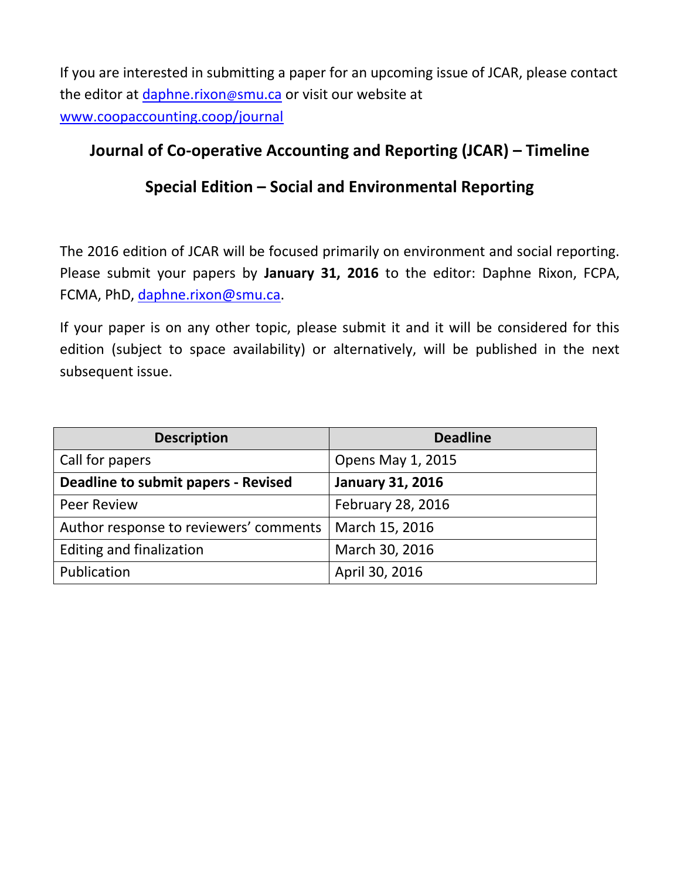If you are interested in submitting a paper for an upcoming issue of JCAR, please contact the editor at daphne.rixon@smu.ca or visit our website at www.coopaccounting.coop/journal

## Journal of Co-operative Accounting and Reporting (JCAR) – Timeline

## Special Edition – Social and Environmental Reporting

The 2016 edition of JCAR will be focused primarily on environment and social reporting. Please submit your papers by **January 31, 2016** to the editor: Daphne Rixon, FCPA, FCMA, PhD, daphne.rixon@smu.ca.

If your paper is on any other topic, please submit it and it will be considered for this edition (subject to space availability) or alternatively, will be published in the next subsequent issue.

| Description | Deadline |
|---|---|
| Call for papers | Opens May 1, 2015 |
| **Deadline to submit papers - Revised** | **January 31, 2016** |
| Peer Review | February 28, 2016 |
| Author response to reviewers' comments | March 15, 2016 |
| Editing and finalization | March 30, 2016 |
| Publication | April 30, 2016 |